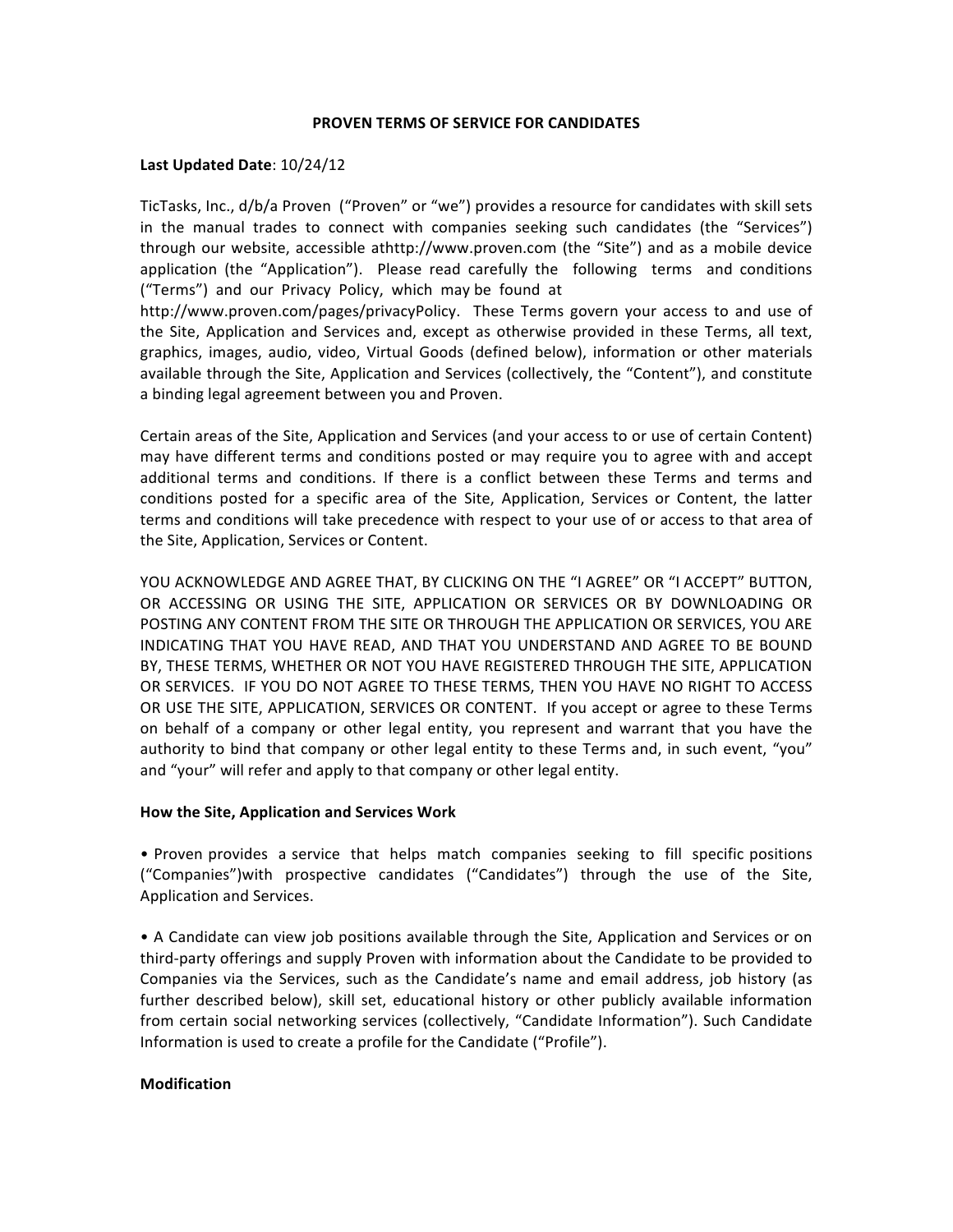# PROVEN TERMS OF SERVICE FOR CANDIDATES

**Last Updated Date**: 10/24/12

TicTasks, Inc., d/b/a Proven ("Proven" or "we") provides a resource for candidates with skill sets in the manual trades to connect with companies seeking such candidates (the "Services") through our website, accessible athttp://www.proven.com (the "Site") and as a mobile device application (the "Application"). Please read carefully the following terms and conditions ("Terms") and our Privacy Policy, which may be found at http://www.proven.com/pages/privacyPolicy. These Terms govern your access to and use of the Site, Application and Services and, except as otherwise provided in these Terms, all text, graphics, images, audio, video, Virtual Goods (defined below), information or other materials available through the Site, Application and Services (collectively, the "Content"), and constitute a binding legal agreement between you and Proven.

Certain areas of the Site, Application and Services (and your access to or use of certain Content) may have different terms and conditions posted or may require you to agree with and accept additional terms and conditions. If there is a conflict between these Terms and terms and conditions posted for a specific area of the Site, Application, Services or Content, the latter terms and conditions will take precedence with respect to your use of or access to that area of the Site, Application, Services or Content.

YOU ACKNOWLEDGE AND AGREE THAT, BY CLICKING ON THE "I AGREE" OR "I ACCEPT" BUTTON, OR ACCESSING OR USING THE SITE, APPLICATION OR SERVICES OR BY DOWNLOADING OR POSTING ANY CONTENT FROM THE SITE OR THROUGH THE APPLICATION OR SERVICES, YOU ARE INDICATING THAT YOU HAVE READ, AND THAT YOU UNDERSTAND AND AGREE TO BE BOUND BY, THESE TERMS, WHETHER OR NOT YOU HAVE REGISTERED THROUGH THE SITE, APPLICATION OR SERVICES. IF YOU DO NOT AGREE TO THESE TERMS, THEN YOU HAVE NO RIGHT TO ACCESS OR USE THE SITE, APPLICATION, SERVICES OR CONTENT. If you accept or agree to these Terms on behalf of a company or other legal entity, you represent and warrant that you have the authority to bind that company or other legal entity to these Terms and, in such event, "you" and "your" will refer and apply to that company or other legal entity.

## How the Site, Application and Services Work

- Proven provides a service that helps match companies seeking to fill specific positions ("Companies")with prospective candidates ("Candidates") through the use of the Site, Application and Services.

- A Candidate can view job positions available through the Site, Application and Services or on third-party offerings and supply Proven with information about the Candidate to be provided to Companies via the Services, such as the Candidate's name and email address, job history (as further described below), skill set, educational history or other publicly available information from certain social networking services (collectively, "Candidate Information"). Such Candidate Information is used to create a profile for the Candidate ("Profile").

## Modification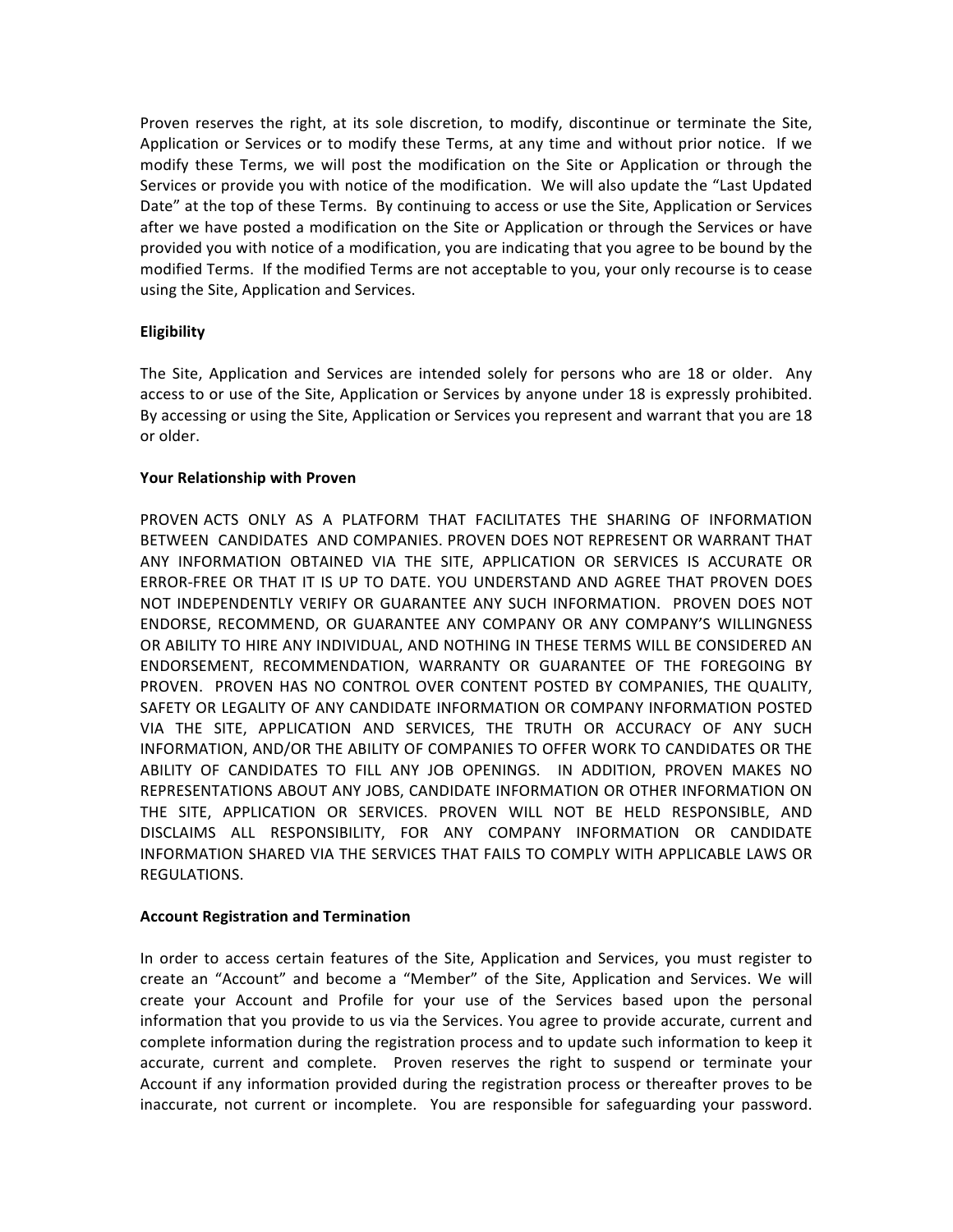Proven reserves the right, at its sole discretion, to modify, discontinue or terminate the Site, Application or Services or to modify these Terms, at any time and without prior notice. If we modify these Terms, we will post the modification on the Site or Application or through the Services or provide you with notice of the modification. We will also update the "Last Updated Date" at the top of these Terms. By continuing to access or use the Site, Application or Services after we have posted a modification on the Site or Application or through the Services or have provided you with notice of a modification, you are indicating that you agree to be bound by the modified Terms. If the modified Terms are not acceptable to you, your only recourse is to cease using the Site, Application and Services.

**Eligibility**

The Site, Application and Services are intended solely for persons who are 18 or older. Any access to or use of the Site, Application or Services by anyone under 18 is expressly prohibited. By accessing or using the Site, Application or Services you represent and warrant that you are 18 or older.

**Your Relationship with Proven**

PROVEN ACTS ONLY AS A PLATFORM THAT FACILITATES THE SHARING OF INFORMATION BETWEEN CANDIDATES AND COMPANIES. PROVEN DOES NOT REPRESENT OR WARRANT THAT ANY INFORMATION OBTAINED VIA THE SITE, APPLICATION OR SERVICES IS ACCURATE OR ERROR-FREE OR THAT IT IS UP TO DATE. YOU UNDERSTAND AND AGREE THAT PROVEN DOES NOT INDEPENDENTLY VERIFY OR GUARANTEE ANY SUCH INFORMATION. PROVEN DOES NOT ENDORSE, RECOMMEND, OR GUARANTEE ANY COMPANY OR ANY COMPANY'S WILLINGNESS OR ABILITY TO HIRE ANY INDIVIDUAL, AND NOTHING IN THESE TERMS WILL BE CONSIDERED AN ENDORSEMENT, RECOMMENDATION, WARRANTY OR GUARANTEE OF THE FOREGOING BY PROVEN. PROVEN HAS NO CONTROL OVER CONTENT POSTED BY COMPANIES, THE QUALITY, SAFETY OR LEGALITY OF ANY CANDIDATE INFORMATION OR COMPANY INFORMATION POSTED VIA THE SITE, APPLICATION AND SERVICES, THE TRUTH OR ACCURACY OF ANY SUCH INFORMATION, AND/OR THE ABILITY OF COMPANIES TO OFFER WORK TO CANDIDATES OR THE ABILITY OF CANDIDATES TO FILL ANY JOB OPENINGS. IN ADDITION, PROVEN MAKES NO REPRESENTATIONS ABOUT ANY JOBS, CANDIDATE INFORMATION OR OTHER INFORMATION ON THE SITE, APPLICATION OR SERVICES. PROVEN WILL NOT BE HELD RESPONSIBLE, AND DISCLAIMS ALL RESPONSIBILITY, FOR ANY COMPANY INFORMATION OR CANDIDATE INFORMATION SHARED VIA THE SERVICES THAT FAILS TO COMPLY WITH APPLICABLE LAWS OR REGULATIONS.

**Account Registration and Termination**

In order to access certain features of the Site, Application and Services, you must register to create an "Account" and become a "Member" of the Site, Application and Services. We will create your Account and Profile for your use of the Services based upon the personal information that you provide to us via the Services. You agree to provide accurate, current and complete information during the registration process and to update such information to keep it accurate, current and complete. Proven reserves the right to suspend or terminate your Account if any information provided during the registration process or thereafter proves to be inaccurate, not current or incomplete. You are responsible for safeguarding your password.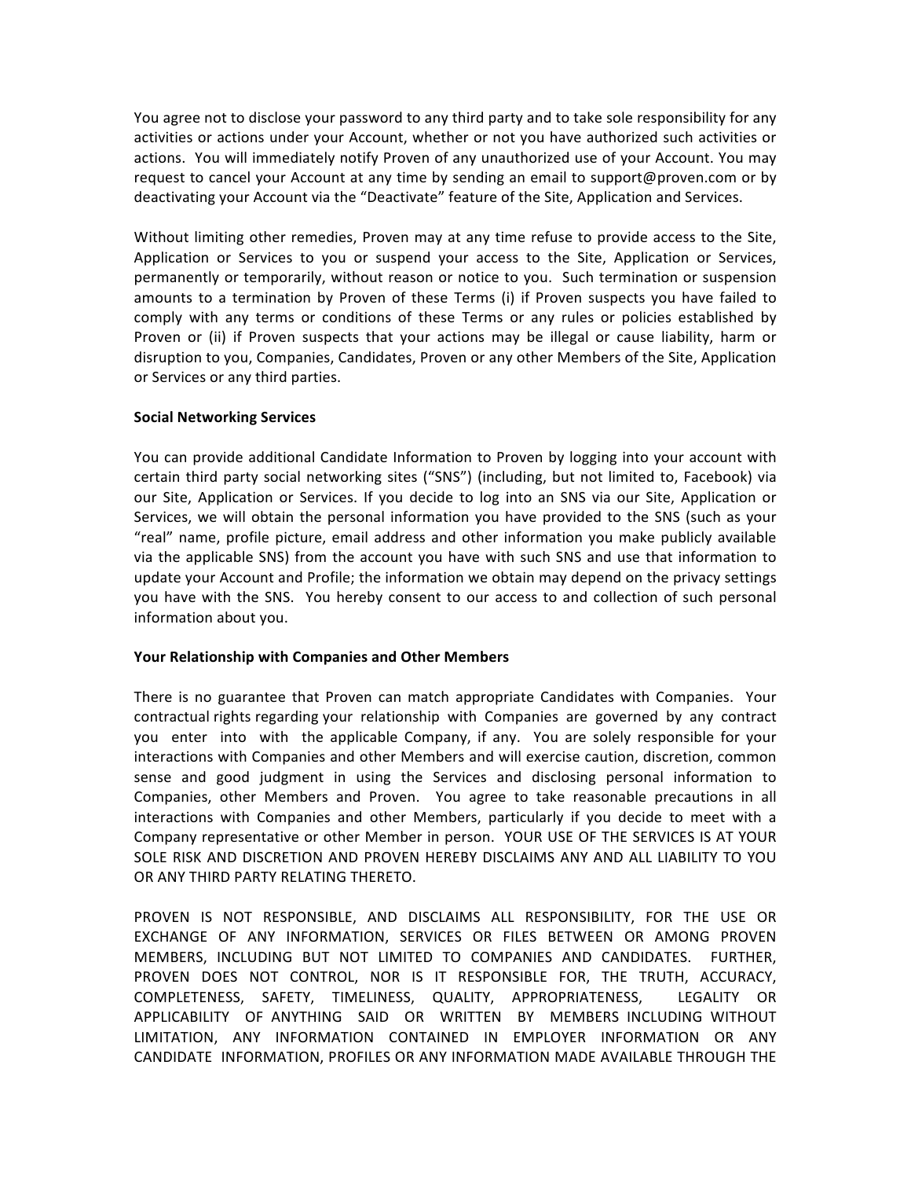You agree not to disclose your password to any third party and to take sole responsibility for any activities or actions under your Account, whether or not you have authorized such activities or actions. You will immediately notify Proven of any unauthorized use of your Account. You may request to cancel your Account at any time by sending an email to support@proven.com or by deactivating your Account via the "Deactivate" feature of the Site, Application and Services.

Without limiting other remedies, Proven may at any time refuse to provide access to the Site, Application or Services to you or suspend your access to the Site, Application or Services, permanently or temporarily, without reason or notice to you. Such termination or suspension amounts to a termination by Proven of these Terms (i) if Proven suspects you have failed to comply with any terms or conditions of these Terms or any rules or policies established by Proven or (ii) if Proven suspects that your actions may be illegal or cause liability, harm or disruption to you, Companies, Candidates, Proven or any other Members of the Site, Application or Services or any third parties.

**Social Networking Services**

You can provide additional Candidate Information to Proven by logging into your account with certain third party social networking sites ("SNS") (including, but not limited to, Facebook) via our Site, Application or Services. If you decide to log into an SNS via our Site, Application or Services, we will obtain the personal information you have provided to the SNS (such as your "real" name, profile picture, email address and other information you make publicly available via the applicable SNS) from the account you have with such SNS and use that information to update your Account and Profile; the information we obtain may depend on the privacy settings you have with the SNS. You hereby consent to our access to and collection of such personal information about you.

**Your Relationship with Companies and Other Members**

There is no guarantee that Proven can match appropriate Candidates with Companies. Your contractual rights regarding your relationship with Companies are governed by any contract you enter into with the applicable Company, if any. You are solely responsible for your interactions with Companies and other Members and will exercise caution, discretion, common sense and good judgment in using the Services and disclosing personal information to Companies, other Members and Proven. You agree to take reasonable precautions in all interactions with Companies and other Members, particularly if you decide to meet with a Company representative or other Member in person. YOUR USE OF THE SERVICES IS AT YOUR SOLE RISK AND DISCRETION AND PROVEN HEREBY DISCLAIMS ANY AND ALL LIABILITY TO YOU OR ANY THIRD PARTY RELATING THERETO.

PROVEN IS NOT RESPONSIBLE, AND DISCLAIMS ALL RESPONSIBILITY, FOR THE USE OR EXCHANGE OF ANY INFORMATION, SERVICES OR FILES BETWEEN OR AMONG PROVEN MEMBERS, INCLUDING BUT NOT LIMITED TO COMPANIES AND CANDIDATES. FURTHER, PROVEN DOES NOT CONTROL, NOR IS IT RESPONSIBLE FOR, THE TRUTH, ACCURACY, COMPLETENESS, SAFETY, TIMELINESS, QUALITY, APPROPRIATENESS, LEGALITY OR APPLICABILITY OF ANYTHING SAID OR WRITTEN BY MEMBERS INCLUDING WITHOUT LIMITATION, ANY INFORMATION CONTAINED IN EMPLOYER INFORMATION OR ANY CANDIDATE INFORMATION, PROFILES OR ANY INFORMATION MADE AVAILABLE THROUGH THE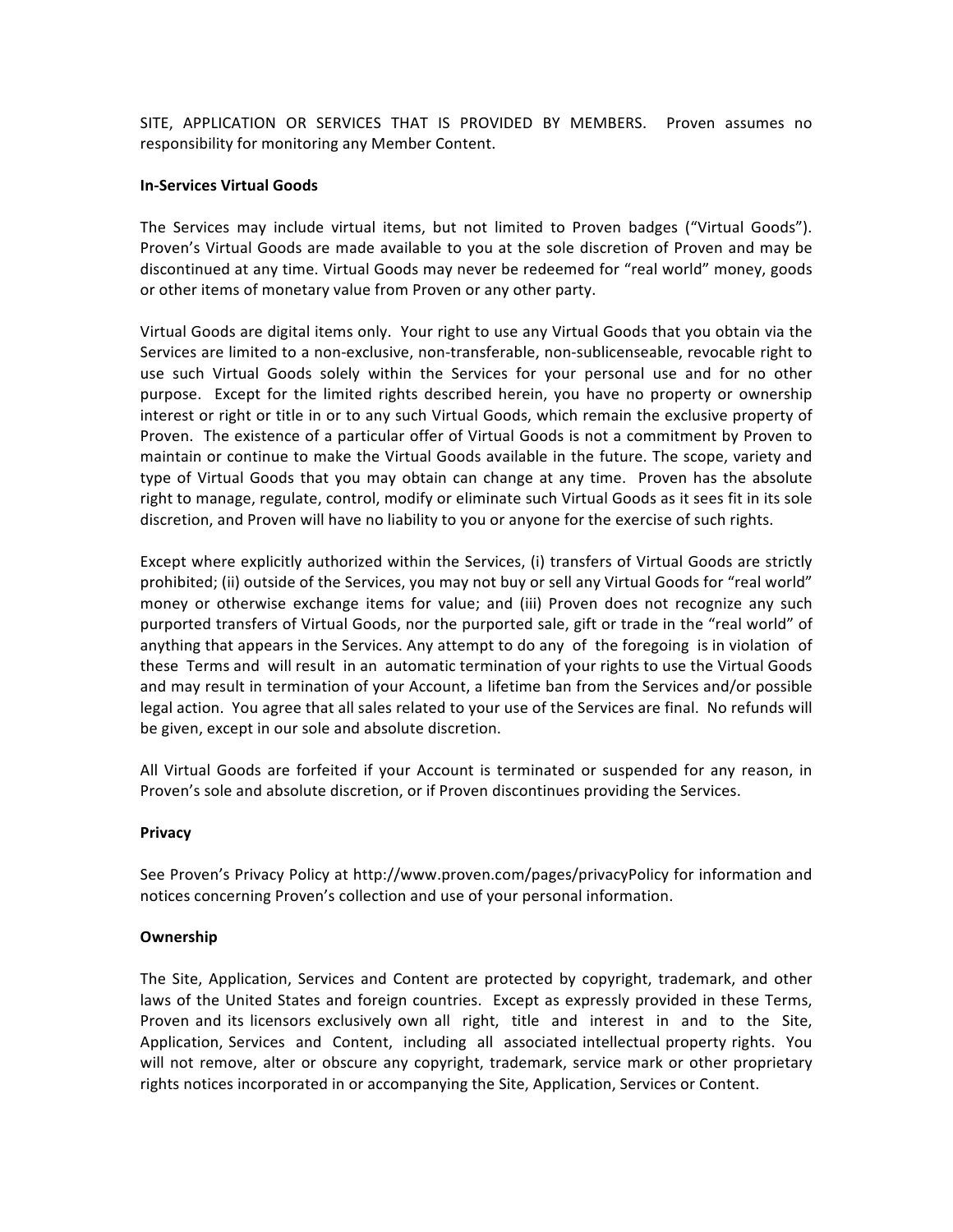SITE, APPLICATION OR SERVICES THAT IS PROVIDED BY MEMBERS. Proven assumes no responsibility for monitoring any Member Content.

**In-Services Virtual Goods**

The Services may include virtual items, but not limited to Proven badges ("Virtual Goods"). Proven's Virtual Goods are made available to you at the sole discretion of Proven and may be discontinued at any time. Virtual Goods may never be redeemed for "real world" money, goods or other items of monetary value from Proven or any other party.

Virtual Goods are digital items only. Your right to use any Virtual Goods that you obtain via the Services are limited to a non-exclusive, non-transferable, non-sublicenseable, revocable right to use such Virtual Goods solely within the Services for your personal use and for no other purpose. Except for the limited rights described herein, you have no property or ownership interest or right or title in or to any such Virtual Goods, which remain the exclusive property of Proven. The existence of a particular offer of Virtual Goods is not a commitment by Proven to maintain or continue to make the Virtual Goods available in the future. The scope, variety and type of Virtual Goods that you may obtain can change at any time. Proven has the absolute right to manage, regulate, control, modify or eliminate such Virtual Goods as it sees fit in its sole discretion, and Proven will have no liability to you or anyone for the exercise of such rights.

Except where explicitly authorized within the Services, (i) transfers of Virtual Goods are strictly prohibited; (ii) outside of the Services, you may not buy or sell any Virtual Goods for "real world" money or otherwise exchange items for value; and (iii) Proven does not recognize any such purported transfers of Virtual Goods, nor the purported sale, gift or trade in the "real world" of anything that appears in the Services. Any attempt to do any of the foregoing is in violation of these Terms and will result in an automatic termination of your rights to use the Virtual Goods and may result in termination of your Account, a lifetime ban from the Services and/or possible legal action. You agree that all sales related to your use of the Services are final. No refunds will be given, except in our sole and absolute discretion.

All Virtual Goods are forfeited if your Account is terminated or suspended for any reason, in Proven's sole and absolute discretion, or if Proven discontinues providing the Services.

**Privacy**

See Proven's Privacy Policy at http://www.proven.com/pages/privacyPolicy for information and notices concerning Proven's collection and use of your personal information.

**Ownership**

The Site, Application, Services and Content are protected by copyright, trademark, and other laws of the United States and foreign countries. Except as expressly provided in these Terms, Proven and its licensors exclusively own all right, title and interest in and to the Site, Application, Services and Content, including all associated intellectual property rights. You will not remove, alter or obscure any copyright, trademark, service mark or other proprietary rights notices incorporated in or accompanying the Site, Application, Services or Content.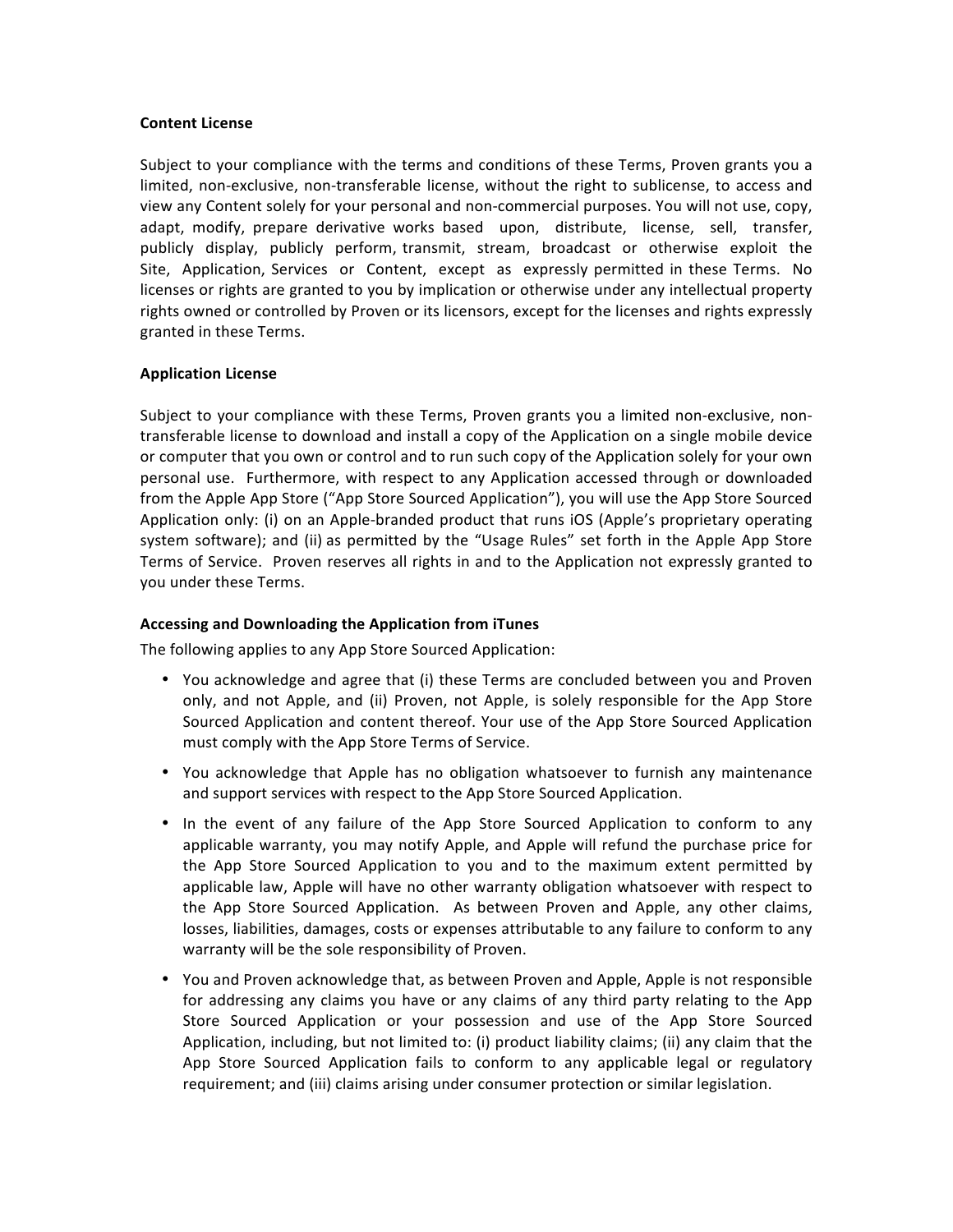**Content License**

Subject to your compliance with the terms and conditions of these Terms, Proven grants you a limited, non-exclusive, non-transferable license, without the right to sublicense, to access and view any Content solely for your personal and non-commercial purposes. You will not use, copy, adapt, modify, prepare derivative works based upon, distribute, license, sell, transfer, publicly display, publicly perform, transmit, stream, broadcast or otherwise exploit the Site, Application, Services or Content, except as expressly permitted in these Terms. No licenses or rights are granted to you by implication or otherwise under any intellectual property rights owned or controlled by Proven or its licensors, except for the licenses and rights expressly granted in these Terms.

**Application License**

Subject to your compliance with these Terms, Proven grants you a limited non-exclusive, non-transferable license to download and install a copy of the Application on a single mobile device or computer that you own or control and to run such copy of the Application solely for your own personal use. Furthermore, with respect to any Application accessed through or downloaded from the Apple App Store ("App Store Sourced Application"), you will use the App Store Sourced Application only: (i) on an Apple-branded product that runs iOS (Apple's proprietary operating system software); and (ii) as permitted by the "Usage Rules" set forth in the Apple App Store Terms of Service. Proven reserves all rights in and to the Application not expressly granted to you under these Terms.

**Accessing and Downloading the Application from iTunes**

The following applies to any App Store Sourced Application:

- You acknowledge and agree that (i) these Terms are concluded between you and Proven only, and not Apple, and (ii) Proven, not Apple, is solely responsible for the App Store Sourced Application and content thereof. Your use of the App Store Sourced Application must comply with the App Store Terms of Service.
- You acknowledge that Apple has no obligation whatsoever to furnish any maintenance and support services with respect to the App Store Sourced Application.
- In the event of any failure of the App Store Sourced Application to conform to any applicable warranty, you may notify Apple, and Apple will refund the purchase price for the App Store Sourced Application to you and to the maximum extent permitted by applicable law, Apple will have no other warranty obligation whatsoever with respect to the App Store Sourced Application. As between Proven and Apple, any other claims, losses, liabilities, damages, costs or expenses attributable to any failure to conform to any warranty will be the sole responsibility of Proven.
- You and Proven acknowledge that, as between Proven and Apple, Apple is not responsible for addressing any claims you have or any claims of any third party relating to the App Store Sourced Application or your possession and use of the App Store Sourced Application, including, but not limited to: (i) product liability claims; (ii) any claim that the App Store Sourced Application fails to conform to any applicable legal or regulatory requirement; and (iii) claims arising under consumer protection or similar legislation.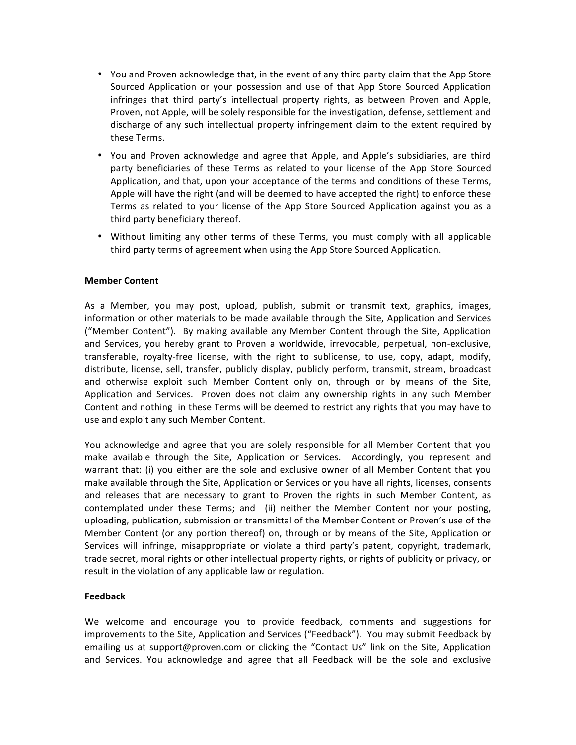- You and Proven acknowledge that, in the event of any third party claim that the App Store Sourced Application or your possession and use of that App Store Sourced Application infringes that third party's intellectual property rights, as between Proven and Apple, Proven, not Apple, will be solely responsible for the investigation, defense, settlement and discharge of any such intellectual property infringement claim to the extent required by these Terms.
- You and Proven acknowledge and agree that Apple, and Apple's subsidiaries, are third party beneficiaries of these Terms as related to your license of the App Store Sourced Application, and that, upon your acceptance of the terms and conditions of these Terms, Apple will have the right (and will be deemed to have accepted the right) to enforce these Terms as related to your license of the App Store Sourced Application against you as a third party beneficiary thereof.
- Without limiting any other terms of these Terms, you must comply with all applicable third party terms of agreement when using the App Store Sourced Application.

**Member Content**

As a Member, you may post, upload, publish, submit or transmit text, graphics, images, information or other materials to be made available through the Site, Application and Services ("Member Content"). By making available any Member Content through the Site, Application and Services, you hereby grant to Proven a worldwide, irrevocable, perpetual, non-exclusive, transferable, royalty-free license, with the right to sublicense, to use, copy, adapt, modify, distribute, license, sell, transfer, publicly display, publicly perform, transmit, stream, broadcast and otherwise exploit such Member Content only on, through or by means of the Site, Application and Services. Proven does not claim any ownership rights in any such Member Content and nothing in these Terms will be deemed to restrict any rights that you may have to use and exploit any such Member Content.

You acknowledge and agree that you are solely responsible for all Member Content that you make available through the Site, Application or Services. Accordingly, you represent and warrant that: (i) you either are the sole and exclusive owner of all Member Content that you make available through the Site, Application or Services or you have all rights, licenses, consents and releases that are necessary to grant to Proven the rights in such Member Content, as contemplated under these Terms; and (ii) neither the Member Content nor your posting, uploading, publication, submission or transmittal of the Member Content or Proven's use of the Member Content (or any portion thereof) on, through or by means of the Site, Application or Services will infringe, misappropriate or violate a third party's patent, copyright, trademark, trade secret, moral rights or other intellectual property rights, or rights of publicity or privacy, or result in the violation of any applicable law or regulation.

**Feedback**

We welcome and encourage you to provide feedback, comments and suggestions for improvements to the Site, Application and Services ("Feedback"). You may submit Feedback by emailing us at support@proven.com or clicking the "Contact Us" link on the Site, Application and Services. You acknowledge and agree that all Feedback will be the sole and exclusive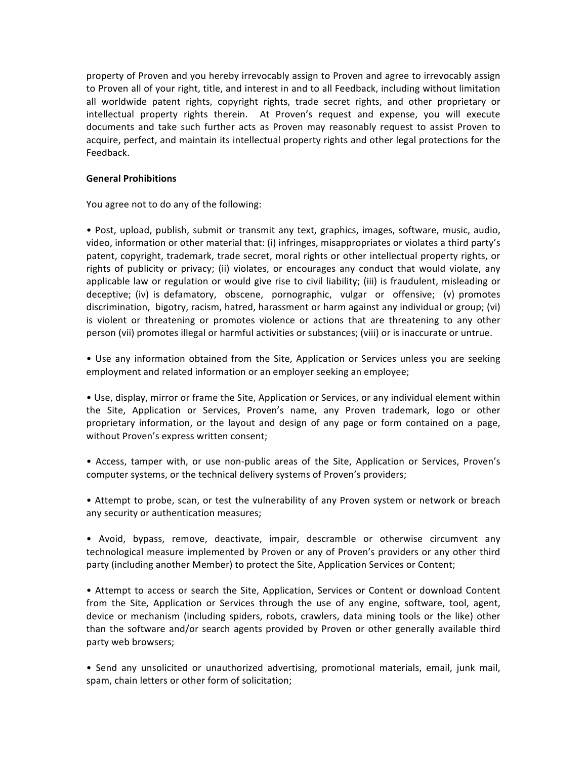property of Proven and you hereby irrevocably assign to Proven and agree to irrevocably assign to Proven all of your right, title, and interest in and to all Feedback, including without limitation all worldwide patent rights, copyright rights, trade secret rights, and other proprietary or intellectual property rights therein. At Proven's request and expense, you will execute documents and take such further acts as Proven may reasonably request to assist Proven to acquire, perfect, and maintain its intellectual property rights and other legal protections for the Feedback.

**General Prohibitions**

You agree not to do any of the following:

• Post, upload, publish, submit or transmit any text, graphics, images, software, music, audio, video, information or other material that: (i) infringes, misappropriates or violates a third party's patent, copyright, trademark, trade secret, moral rights or other intellectual property rights, or rights of publicity or privacy; (ii) violates, or encourages any conduct that would violate, any applicable law or regulation or would give rise to civil liability; (iii) is fraudulent, misleading or deceptive; (iv) is defamatory, obscene, pornographic, vulgar or offensive; (v) promotes discrimination, bigotry, racism, hatred, harassment or harm against any individual or group; (vi) is violent or threatening or promotes violence or actions that are threatening to any other person (vii) promotes illegal or harmful activities or substances; (viii) or is inaccurate or untrue.

• Use any information obtained from the Site, Application or Services unless you are seeking employment and related information or an employer seeking an employee;

• Use, display, mirror or frame the Site, Application or Services, or any individual element within the Site, Application or Services, Proven's name, any Proven trademark, logo or other proprietary information, or the layout and design of any page or form contained on a page, without Proven's express written consent;

• Access, tamper with, or use non-public areas of the Site, Application or Services, Proven's computer systems, or the technical delivery systems of Proven's providers;

• Attempt to probe, scan, or test the vulnerability of any Proven system or network or breach any security or authentication measures;

• Avoid, bypass, remove, deactivate, impair, descramble or otherwise circumvent any technological measure implemented by Proven or any of Proven's providers or any other third party (including another Member) to protect the Site, Application Services or Content;

• Attempt to access or search the Site, Application, Services or Content or download Content from the Site, Application or Services through the use of any engine, software, tool, agent, device or mechanism (including spiders, robots, crawlers, data mining tools or the like) other than the software and/or search agents provided by Proven or other generally available third party web browsers;

• Send any unsolicited or unauthorized advertising, promotional materials, email, junk mail, spam, chain letters or other form of solicitation;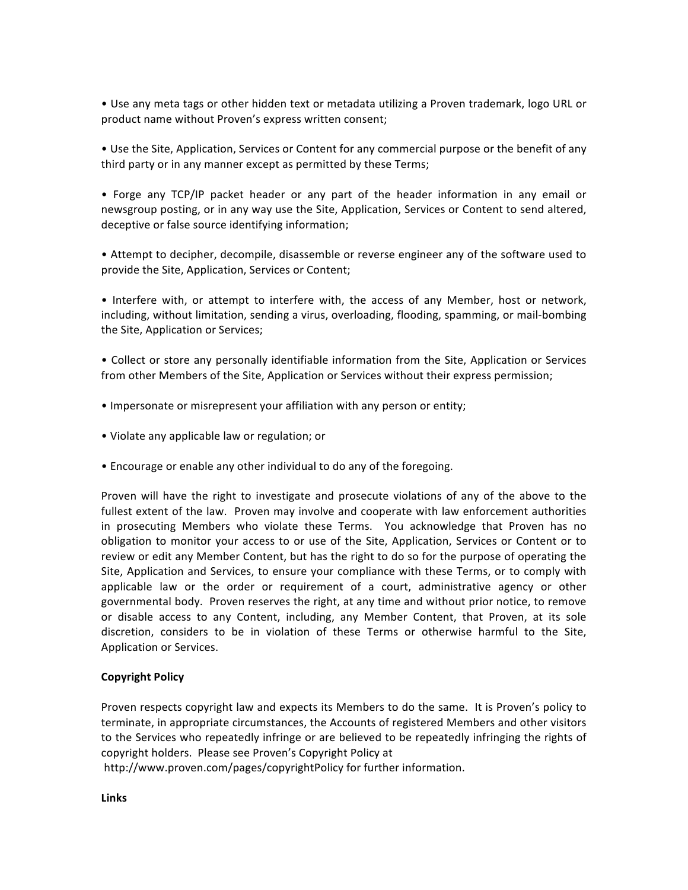- Use any meta tags or other hidden text or metadata utilizing a Proven trademark, logo URL or product name without Proven's express written consent;

- Use the Site, Application, Services or Content for any commercial purpose or the benefit of any third party or in any manner except as permitted by these Terms;

- Forge any TCP/IP packet header or any part of the header information in any email or newsgroup posting, or in any way use the Site, Application, Services or Content to send altered, deceptive or false source identifying information;

- Attempt to decipher, decompile, disassemble or reverse engineer any of the software used to provide the Site, Application, Services or Content;

- Interfere with, or attempt to interfere with, the access of any Member, host or network, including, without limitation, sending a virus, overloading, flooding, spamming, or mail-bombing the Site, Application or Services;

- Collect or store any personally identifiable information from the Site, Application or Services from other Members of the Site, Application or Services without their express permission;

- Impersonate or misrepresent your affiliation with any person or entity;

- Violate any applicable law or regulation; or

- Encourage or enable any other individual to do any of the foregoing.

Proven will have the right to investigate and prosecute violations of any of the above to the fullest extent of the law. Proven may involve and cooperate with law enforcement authorities in prosecuting Members who violate these Terms. You acknowledge that Proven has no obligation to monitor your access to or use of the Site, Application, Services or Content or to review or edit any Member Content, but has the right to do so for the purpose of operating the Site, Application and Services, to ensure your compliance with these Terms, or to comply with applicable law or the order or requirement of a court, administrative agency or other governmental body. Proven reserves the right, at any time and without prior notice, to remove or disable access to any Content, including, any Member Content, that Proven, at its sole discretion, considers to be in violation of these Terms or otherwise harmful to the Site, Application or Services.

**Copyright Policy**

Proven respects copyright law and expects its Members to do the same. It is Proven's policy to terminate, in appropriate circumstances, the Accounts of registered Members and other visitors to the Services who repeatedly infringe or are believed to be repeatedly infringing the rights of copyright holders. Please see Proven's Copyright Policy at http://www.proven.com/pages/copyrightPolicy for further information.

**Links**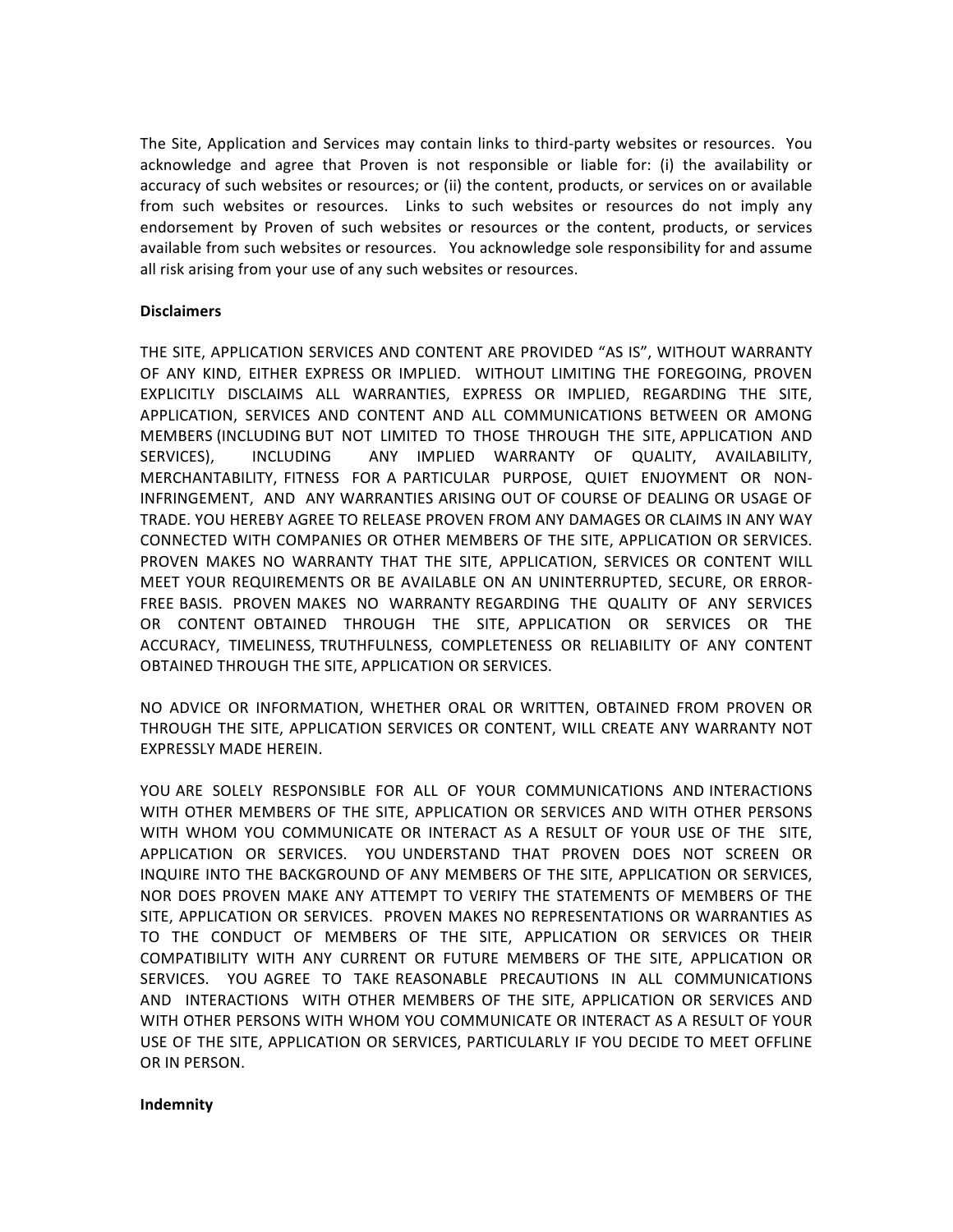The Site, Application and Services may contain links to third-party websites or resources. You acknowledge and agree that Proven is not responsible or liable for: (i) the availability or accuracy of such websites or resources; or (ii) the content, products, or services on or available from such websites or resources. Links to such websites or resources do not imply any endorsement by Proven of such websites or resources or the content, products, or services available from such websites or resources. You acknowledge sole responsibility for and assume all risk arising from your use of any such websites or resources.

**Disclaimers**

THE SITE, APPLICATION SERVICES AND CONTENT ARE PROVIDED "AS IS", WITHOUT WARRANTY OF ANY KIND, EITHER EXPRESS OR IMPLIED. WITHOUT LIMITING THE FOREGOING, PROVEN EXPLICITLY DISCLAIMS ALL WARRANTIES, EXPRESS OR IMPLIED, REGARDING THE SITE, APPLICATION, SERVICES AND CONTENT AND ALL COMMUNICATIONS BETWEEN OR AMONG MEMBERS (INCLUDING BUT NOT LIMITED TO THOSE THROUGH THE SITE, APPLICATION AND SERVICES), INCLUDING ANY IMPLIED WARRANTY OF QUALITY, AVAILABILITY, MERCHANTABILITY, FITNESS FOR A PARTICULAR PURPOSE, QUIET ENJOYMENT OR NON-INFRINGEMENT, AND ANY WARRANTIES ARISING OUT OF COURSE OF DEALING OR USAGE OF TRADE. YOU HEREBY AGREE TO RELEASE PROVEN FROM ANY DAMAGES OR CLAIMS IN ANY WAY CONNECTED WITH COMPANIES OR OTHER MEMBERS OF THE SITE, APPLICATION OR SERVICES. PROVEN MAKES NO WARRANTY THAT THE SITE, APPLICATION, SERVICES OR CONTENT WILL MEET YOUR REQUIREMENTS OR BE AVAILABLE ON AN UNINTERRUPTED, SECURE, OR ERROR-FREE BASIS. PROVEN MAKES NO WARRANTY REGARDING THE QUALITY OF ANY SERVICES OR CONTENT OBTAINED THROUGH THE SITE, APPLICATION OR SERVICES OR THE ACCURACY, TIMELINESS, TRUTHFULNESS, COMPLETENESS OR RELIABILITY OF ANY CONTENT OBTAINED THROUGH THE SITE, APPLICATION OR SERVICES.

NO ADVICE OR INFORMATION, WHETHER ORAL OR WRITTEN, OBTAINED FROM PROVEN OR THROUGH THE SITE, APPLICATION SERVICES OR CONTENT, WILL CREATE ANY WARRANTY NOT EXPRESSLY MADE HEREIN.

YOU ARE SOLELY RESPONSIBLE FOR ALL OF YOUR COMMUNICATIONS AND INTERACTIONS WITH OTHER MEMBERS OF THE SITE, APPLICATION OR SERVICES AND WITH OTHER PERSONS WITH WHOM YOU COMMUNICATE OR INTERACT AS A RESULT OF YOUR USE OF THE SITE, APPLICATION OR SERVICES. YOU UNDERSTAND THAT PROVEN DOES NOT SCREEN OR INQUIRE INTO THE BACKGROUND OF ANY MEMBERS OF THE SITE, APPLICATION OR SERVICES, NOR DOES PROVEN MAKE ANY ATTEMPT TO VERIFY THE STATEMENTS OF MEMBERS OF THE SITE, APPLICATION OR SERVICES. PROVEN MAKES NO REPRESENTATIONS OR WARRANTIES AS TO THE CONDUCT OF MEMBERS OF THE SITE, APPLICATION OR SERVICES OR THEIR COMPATIBILITY WITH ANY CURRENT OR FUTURE MEMBERS OF THE SITE, APPLICATION OR SERVICES. YOU AGREE TO TAKE REASONABLE PRECAUTIONS IN ALL COMMUNICATIONS AND INTERACTIONS WITH OTHER MEMBERS OF THE SITE, APPLICATION OR SERVICES AND WITH OTHER PERSONS WITH WHOM YOU COMMUNICATE OR INTERACT AS A RESULT OF YOUR USE OF THE SITE, APPLICATION OR SERVICES, PARTICULARLY IF YOU DECIDE TO MEET OFFLINE OR IN PERSON.

**Indemnity**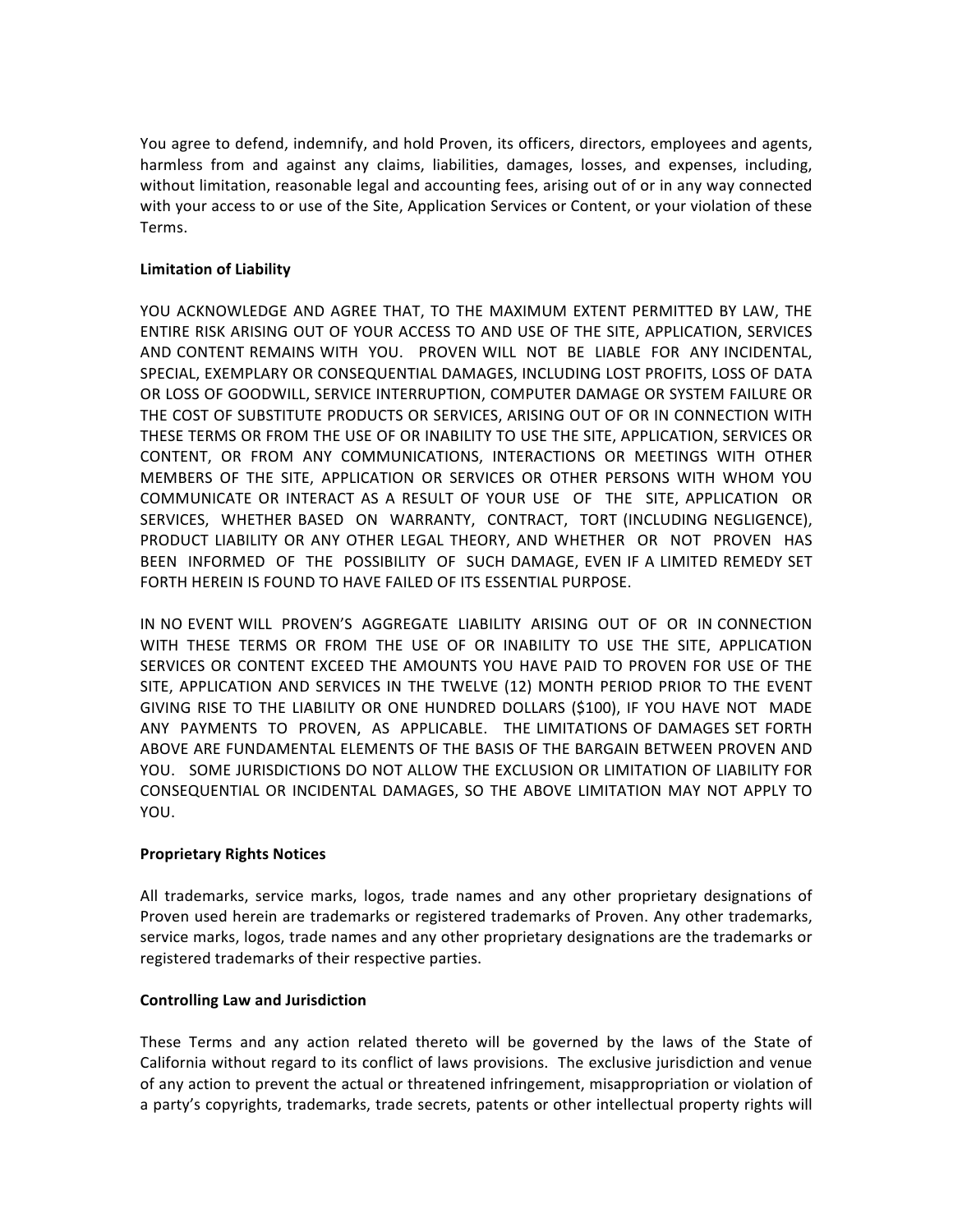You agree to defend, indemnify, and hold Proven, its officers, directors, employees and agents, harmless from and against any claims, liabilities, damages, losses, and expenses, including, without limitation, reasonable legal and accounting fees, arising out of or in any way connected with your access to or use of the Site, Application Services or Content, or your violation of these Terms.

**Limitation of Liability**

YOU ACKNOWLEDGE AND AGREE THAT, TO THE MAXIMUM EXTENT PERMITTED BY LAW, THE ENTIRE RISK ARISING OUT OF YOUR ACCESS TO AND USE OF THE SITE, APPLICATION, SERVICES AND CONTENT REMAINS WITH YOU. PROVEN WILL NOT BE LIABLE FOR ANY INCIDENTAL, SPECIAL, EXEMPLARY OR CONSEQUENTIAL DAMAGES, INCLUDING LOST PROFITS, LOSS OF DATA OR LOSS OF GOODWILL, SERVICE INTERRUPTION, COMPUTER DAMAGE OR SYSTEM FAILURE OR THE COST OF SUBSTITUTE PRODUCTS OR SERVICES, ARISING OUT OF OR IN CONNECTION WITH THESE TERMS OR FROM THE USE OF OR INABILITY TO USE THE SITE, APPLICATION, SERVICES OR CONTENT, OR FROM ANY COMMUNICATIONS, INTERACTIONS OR MEETINGS WITH OTHER MEMBERS OF THE SITE, APPLICATION OR SERVICES OR OTHER PERSONS WITH WHOM YOU COMMUNICATE OR INTERACT AS A RESULT OF YOUR USE OF THE SITE, APPLICATION OR SERVICES, WHETHER BASED ON WARRANTY, CONTRACT, TORT (INCLUDING NEGLIGENCE), PRODUCT LIABILITY OR ANY OTHER LEGAL THEORY, AND WHETHER OR NOT PROVEN HAS BEEN INFORMED OF THE POSSIBILITY OF SUCH DAMAGE, EVEN IF A LIMITED REMEDY SET FORTH HEREIN IS FOUND TO HAVE FAILED OF ITS ESSENTIAL PURPOSE.

IN NO EVENT WILL PROVEN'S AGGREGATE LIABILITY ARISING OUT OF OR IN CONNECTION WITH THESE TERMS OR FROM THE USE OF OR INABILITY TO USE THE SITE, APPLICATION SERVICES OR CONTENT EXCEED THE AMOUNTS YOU HAVE PAID TO PROVEN FOR USE OF THE SITE, APPLICATION AND SERVICES IN THE TWELVE (12) MONTH PERIOD PRIOR TO THE EVENT GIVING RISE TO THE LIABILITY OR ONE HUNDRED DOLLARS ($100), IF YOU HAVE NOT MADE ANY PAYMENTS TO PROVEN, AS APPLICABLE. THE LIMITATIONS OF DAMAGES SET FORTH ABOVE ARE FUNDAMENTAL ELEMENTS OF THE BASIS OF THE BARGAIN BETWEEN PROVEN AND YOU. SOME JURISDICTIONS DO NOT ALLOW THE EXCLUSION OR LIMITATION OF LIABILITY FOR CONSEQUENTIAL OR INCIDENTAL DAMAGES, SO THE ABOVE LIMITATION MAY NOT APPLY TO YOU.

**Proprietary Rights Notices**

All trademarks, service marks, logos, trade names and any other proprietary designations of Proven used herein are trademarks or registered trademarks of Proven. Any other trademarks, service marks, logos, trade names and any other proprietary designations are the trademarks or registered trademarks of their respective parties.

**Controlling Law and Jurisdiction**

These Terms and any action related thereto will be governed by the laws of the State of California without regard to its conflict of laws provisions. The exclusive jurisdiction and venue of any action to prevent the actual or threatened infringement, misappropriation or violation of a party's copyrights, trademarks, trade secrets, patents or other intellectual property rights will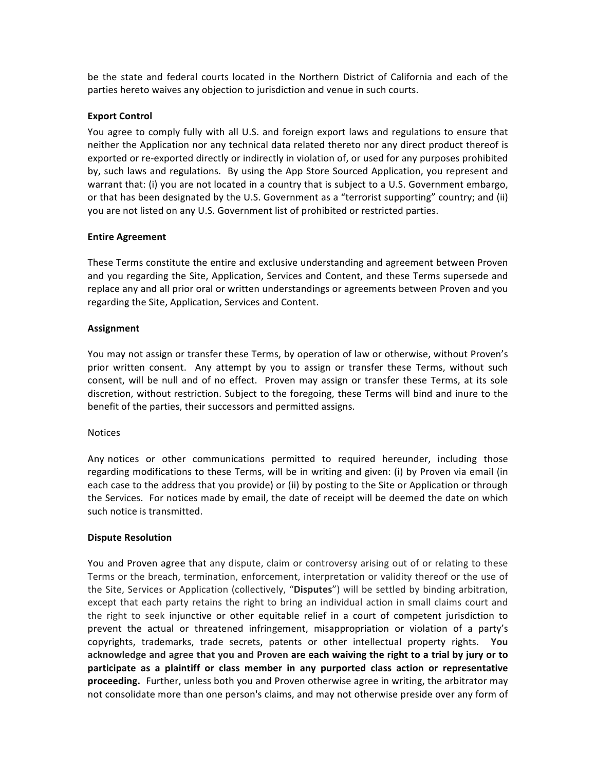be the state and federal courts located in the Northern District of California and each of the parties hereto waives any objection to jurisdiction and venue in such courts.

**Export Control**

You agree to comply fully with all U.S. and foreign export laws and regulations to ensure that neither the Application nor any technical data related thereto nor any direct product thereof is exported or re-exported directly or indirectly in violation of, or used for any purposes prohibited by, such laws and regulations. By using the App Store Sourced Application, you represent and warrant that: (i) you are not located in a country that is subject to a U.S. Government embargo, or that has been designated by the U.S. Government as a "terrorist supporting" country; and (ii) you are not listed on any U.S. Government list of prohibited or restricted parties.

**Entire Agreement**

These Terms constitute the entire and exclusive understanding and agreement between Proven and you regarding the Site, Application, Services and Content, and these Terms supersede and replace any and all prior oral or written understandings or agreements between Proven and you regarding the Site, Application, Services and Content.

**Assignment**

You may not assign or transfer these Terms, by operation of law or otherwise, without Proven's prior written consent. Any attempt by you to assign or transfer these Terms, without such consent, will be null and of no effect. Proven may assign or transfer these Terms, at its sole discretion, without restriction. Subject to the foregoing, these Terms will bind and inure to the benefit of the parties, their successors and permitted assigns.

Notices

Any notices or other communications permitted to required hereunder, including those regarding modifications to these Terms, will be in writing and given: (i) by Proven via email (in each case to the address that you provide) or (ii) by posting to the Site or Application or through the Services. For notices made by email, the date of receipt will be deemed the date on which such notice is transmitted.

**Dispute Resolution**

You and Proven agree that any dispute, claim or controversy arising out of or relating to these Terms or the breach, termination, enforcement, interpretation or validity thereof or the use of the Site, Services or Application (collectively, "**Disputes**") will be settled by binding arbitration, except that each party retains the right to bring an individual action in small claims court and the right to seek injunctive or other equitable relief in a court of competent jurisdiction to prevent the actual or threatened infringement, misappropriation or violation of a party's copyrights, trademarks, trade secrets, patents or other intellectual property rights. **You acknowledge and agree that you and Proven are each waiving the right to a trial by jury or to participate as a plaintiff or class member in any purported class action or representative proceeding.** Further, unless both you and Proven otherwise agree in writing, the arbitrator may not consolidate more than one person's claims, and may not otherwise preside over any form of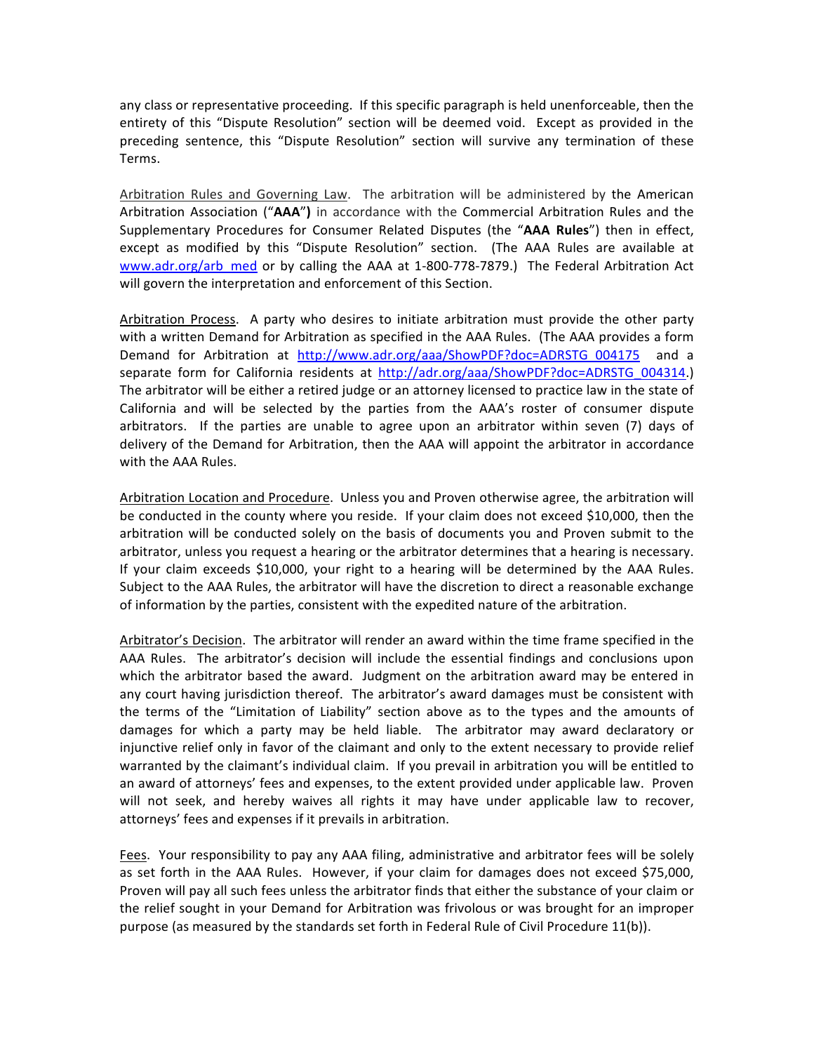any class or representative proceeding. If this specific paragraph is held unenforceable, then the entirety of this "Dispute Resolution" section will be deemed void. Except as provided in the preceding sentence, this "Dispute Resolution" section will survive any termination of these Terms.

Arbitration Rules and Governing Law. The arbitration will be administered by the American Arbitration Association ("**AAA**") in accordance with the Commercial Arbitration Rules and the Supplementary Procedures for Consumer Related Disputes (the "**AAA Rules**") then in effect, except as modified by this "Dispute Resolution" section. (The AAA Rules are available at www.adr.org/arb_med or by calling the AAA at 1-800-778-7879.) The Federal Arbitration Act will govern the interpretation and enforcement of this Section.

Arbitration Process. A party who desires to initiate arbitration must provide the other party with a written Demand for Arbitration as specified in the AAA Rules. (The AAA provides a form Demand for Arbitration at http://www.adr.org/aaa/ShowPDF?doc=ADRSTG_004175 and a separate form for California residents at http://adr.org/aaa/ShowPDF?doc=ADRSTG_004314.) The arbitrator will be either a retired judge or an attorney licensed to practice law in the state of California and will be selected by the parties from the AAA's roster of consumer dispute arbitrators. If the parties are unable to agree upon an arbitrator within seven (7) days of delivery of the Demand for Arbitration, then the AAA will appoint the arbitrator in accordance with the AAA Rules.

Arbitration Location and Procedure. Unless you and Proven otherwise agree, the arbitration will be conducted in the county where you reside. If your claim does not exceed $10,000, then the arbitration will be conducted solely on the basis of documents you and Proven submit to the arbitrator, unless you request a hearing or the arbitrator determines that a hearing is necessary. If your claim exceeds $10,000, your right to a hearing will be determined by the AAA Rules. Subject to the AAA Rules, the arbitrator will have the discretion to direct a reasonable exchange of information by the parties, consistent with the expedited nature of the arbitration.

Arbitrator's Decision. The arbitrator will render an award within the time frame specified in the AAA Rules. The arbitrator's decision will include the essential findings and conclusions upon which the arbitrator based the award. Judgment on the arbitration award may be entered in any court having jurisdiction thereof. The arbitrator's award damages must be consistent with the terms of the "Limitation of Liability" section above as to the types and the amounts of damages for which a party may be held liable. The arbitrator may award declaratory or injunctive relief only in favor of the claimant and only to the extent necessary to provide relief warranted by the claimant's individual claim. If you prevail in arbitration you will be entitled to an award of attorneys' fees and expenses, to the extent provided under applicable law. Proven will not seek, and hereby waives all rights it may have under applicable law to recover, attorneys' fees and expenses if it prevails in arbitration.

Fees. Your responsibility to pay any AAA filing, administrative and arbitrator fees will be solely as set forth in the AAA Rules. However, if your claim for damages does not exceed $75,000, Proven will pay all such fees unless the arbitrator finds that either the substance of your claim or the relief sought in your Demand for Arbitration was frivolous or was brought for an improper purpose (as measured by the standards set forth in Federal Rule of Civil Procedure 11(b)).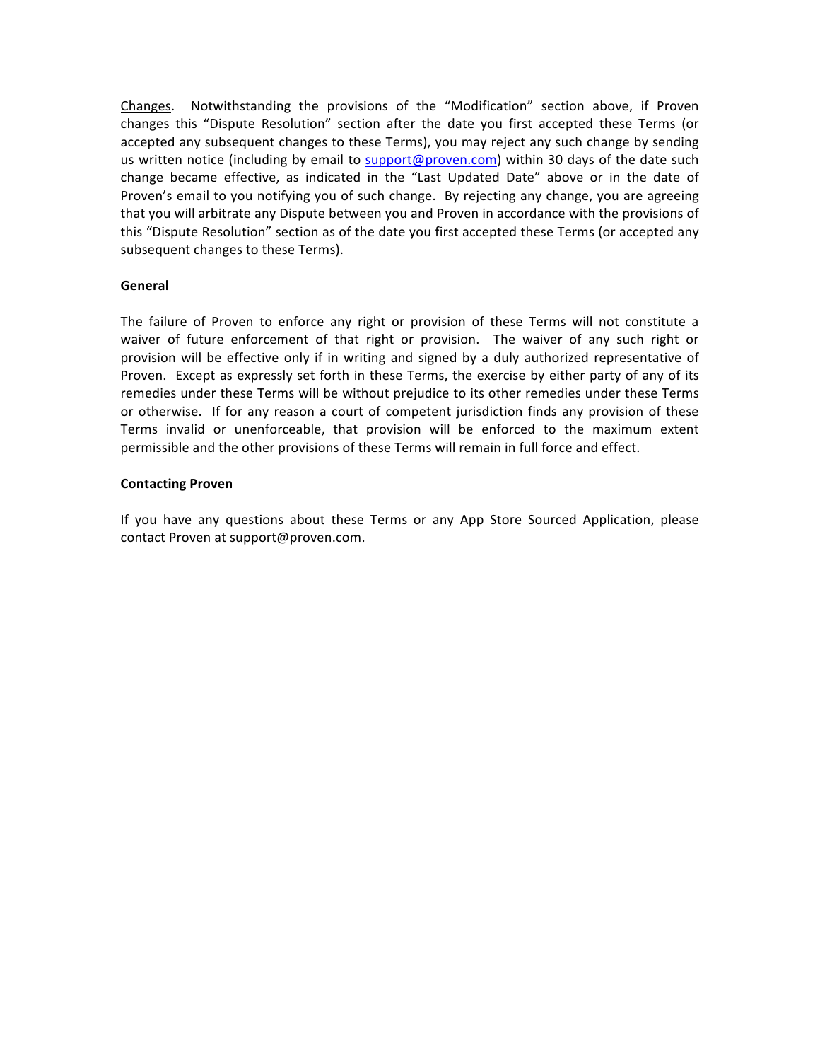Changes. Notwithstanding the provisions of the "Modification" section above, if Proven changes this "Dispute Resolution" section after the date you first accepted these Terms (or accepted any subsequent changes to these Terms), you may reject any such change by sending us written notice (including by email to support@proven.com) within 30 days of the date such change became effective, as indicated in the "Last Updated Date" above or in the date of Proven's email to you notifying you of such change. By rejecting any change, you are agreeing that you will arbitrate any Dispute between you and Proven in accordance with the provisions of this "Dispute Resolution" section as of the date you first accepted these Terms (or accepted any subsequent changes to these Terms).

**General**

The failure of Proven to enforce any right or provision of these Terms will not constitute a waiver of future enforcement of that right or provision. The waiver of any such right or provision will be effective only if in writing and signed by a duly authorized representative of Proven. Except as expressly set forth in these Terms, the exercise by either party of any of its remedies under these Terms will be without prejudice to its other remedies under these Terms or otherwise. If for any reason a court of competent jurisdiction finds any provision of these Terms invalid or unenforceable, that provision will be enforced to the maximum extent permissible and the other provisions of these Terms will remain in full force and effect.

**Contacting Proven**

If you have any questions about these Terms or any App Store Sourced Application, please contact Proven at support@proven.com.